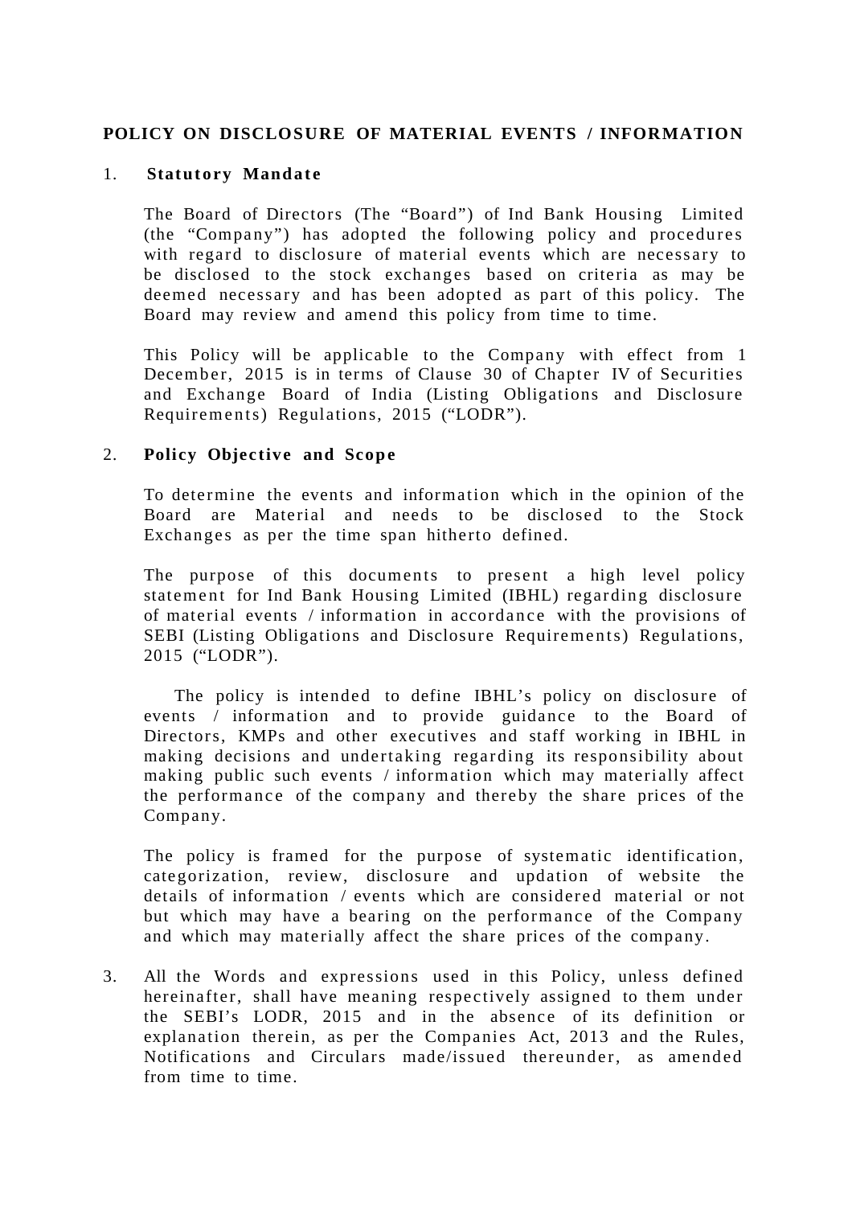# POLICY ON DISCLOSURE OF MATERIAL EVENTS / INFORMATION

1. **Statutory Mandate**

   The Board of Directors (The "Board") of Ind Bank Housing Limited (the "Company") has adopted the following policy and procedures with regard to disclosure of material events which are necessary to be disclosed to the stock exchanges based on criteria as may be deemed necessary and has been adopted as part of this policy. The Board may review and amend this policy from time to time.

   This Policy will be applicable to the Company with effect from 1 December, 2015 is in terms of Clause 30 of Chapter IV of Securities and Exchange Board of India (Listing Obligations and Disclosure Requirements) Regulations, 2015 ("LODR").

2. **Policy Objective and Scope**

   To determine the events and information which in the opinion of the Board are Material and needs to be disclosed to the Stock Exchanges as per the time span hitherto defined.

   The purpose of this documents to present a high level policy statement for Ind Bank Housing Limited (IBHL) regarding disclosure of material events / information in accordance with the provisions of SEBI (Listing Obligations and Disclosure Requirements) Regulations, 2015 ("LODR").

   The policy is intended to define IBHL's policy on disclosure of events / information and to provide guidance to the Board of Directors, KMPs and other executives and staff working in IBHL in making decisions and undertaking regarding its responsibility about making public such events / information which may materially affect the performance of the company and thereby the share prices of the Company.

   The policy is framed for the purpose of systematic identification, categorization, review, disclosure and updation of website the details of information / events which are considered material or not but which may have a bearing on the performance of the Company and which may materially affect the share prices of the company.

3. All the Words and expressions used in this Policy, unless defined hereinafter, shall have meaning respectively assigned to them under the SEBI's LODR, 2015 and in the absence of its definition or explanation therein, as per the Companies Act, 2013 and the Rules, Notifications and Circulars made/issued thereunder, as amended from time to time.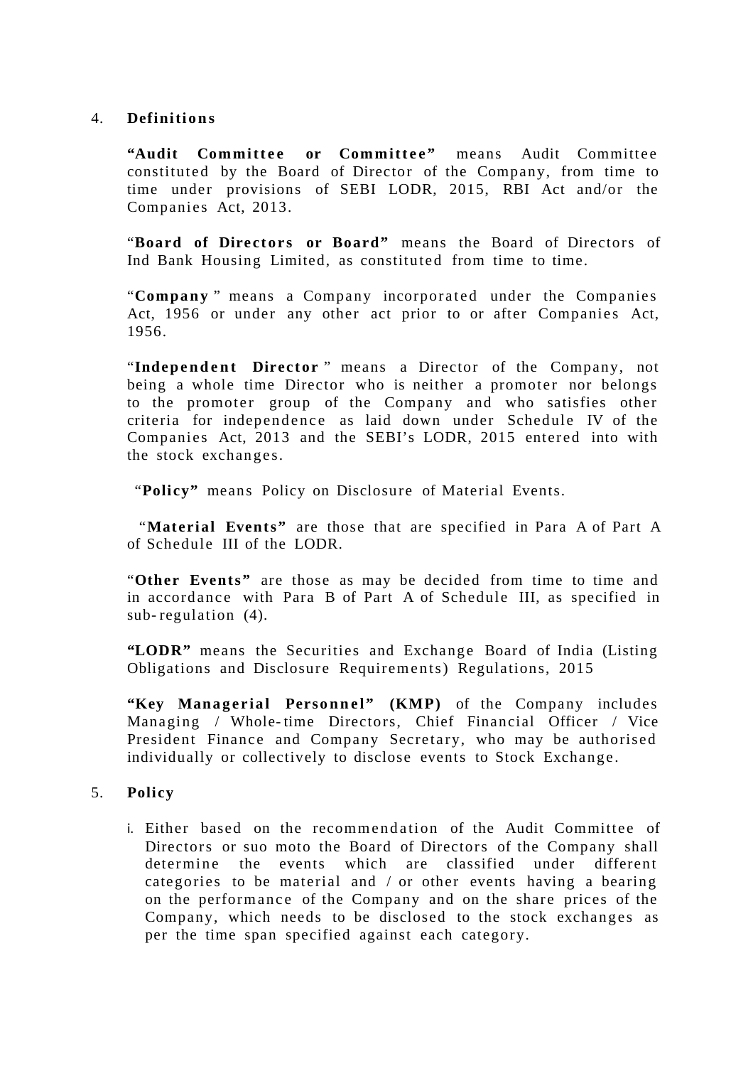4. **Definitions**

**"Audit Committee or Committee"** means Audit Committee constituted by the Board of Director of the Company, from time to time under provisions of SEBI LODR, 2015, RBI Act and/or the Companies Act, 2013.

"**Board of Directors or Board"** means the Board of Directors of Ind Bank Housing Limited, as constituted from time to time.

"**Company** " means a Company incorporated under the Companies Act, 1956 or under any other act prior to or after Companies Act, 1956.

"**Independent Director** " means a Director of the Company, not being a whole time Director who is neither a promoter nor belongs to the promoter group of the Company and who satisfies other criteria for independence as laid down under Schedule IV of the Companies Act, 2013 and the SEBI's LODR, 2015 entered into with the stock exchanges.

"**Policy"** means Policy on Disclosure of Material Events.

"**Material Events"** are those that are specified in Para A of Part A of Schedule III of the LODR.

"**Other Events"** are those as may be decided from time to time and in accordance with Para B of Part A of Schedule III, as specified in sub-regulation (4).

**"LODR"** means the Securities and Exchange Board of India (Listing Obligations and Disclosure Requirements) Regulations, 2015

**"Key Managerial Personnel" (KMP)** of the Company includes Managing / Whole-time Directors, Chief Financial Officer / Vice President Finance and Company Secretary, who may be authorised individually or collectively to disclose events to Stock Exchange.

5. **Policy**

i. Either based on the recommendation of the Audit Committee of Directors or suo moto the Board of Directors of the Company shall determine the events which are classified under different categories to be material and / or other events having a bearing on the performance of the Company and on the share prices of the Company, which needs to be disclosed to the stock exchanges as per the time span specified against each category.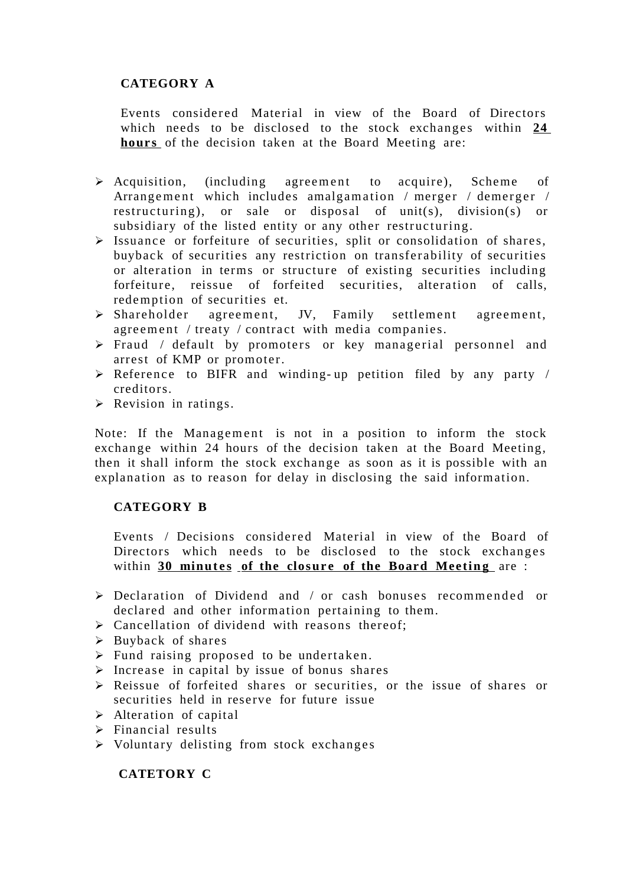**CATEGORY A**

Events considered Material in view of the Board of Directors which needs to be disclosed to the stock exchanges within **24 hours** of the decision taken at the Board Meeting are:

- Acquisition, (including agreement to acquire), Scheme of Arrangement which includes amalgamation / merger / demerger / restructuring), or sale or disposal of unit(s), division(s) or subsidiary of the listed entity or any other restructuring.
- Issuance or forfeiture of securities, split or consolidation of shares, buyback of securities any restriction on transferability of securities or alteration in terms or structure of existing securities including forfeiture, reissue of forfeited securities, alteration of calls, redemption of securities et.
- Shareholder agreement, JV, Family settlement agreement, agreement / treaty / contract with media companies.
- Fraud / default by promoters or key managerial personnel and arrest of KMP or promoter.
- Reference to BIFR and winding-up petition filed by any party / creditors.
- Revision in ratings.

Note: If the Management is not in a position to inform the stock exchange within 24 hours of the decision taken at the Board Meeting, then it shall inform the stock exchange as soon as it is possible with an explanation as to reason for delay in disclosing the said information.

**CATEGORY B**

Events / Decisions considered Material in view of the Board of Directors which needs to be disclosed to the stock exchanges within **30 minutes of the closure of the Board Meeting** are :

- Declaration of Dividend and / or cash bonuses recommended or declared and other information pertaining to them.
- Cancellation of dividend with reasons thereof;
- Buyback of shares
- Fund raising proposed to be undertaken.
- Increase in capital by issue of bonus shares
- Reissue of forfeited shares or securities, or the issue of shares or securities held in reserve for future issue
- Alteration of capital
- Financial results
- Voluntary delisting from stock exchanges

**CATETORY C**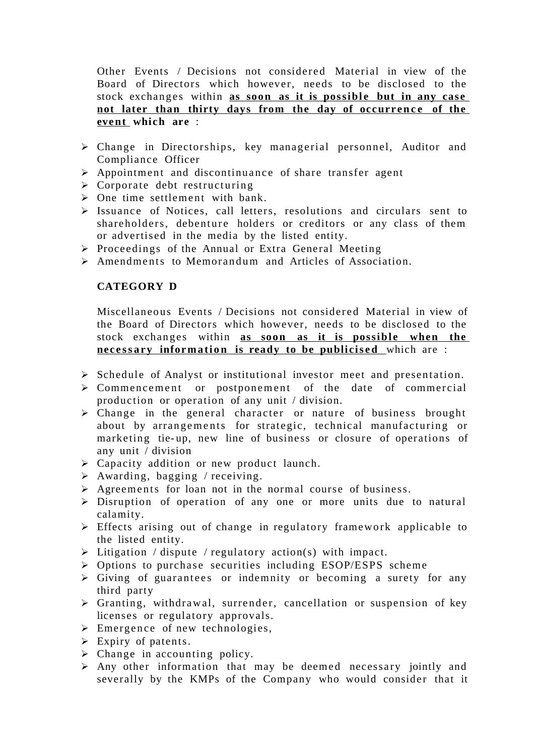Other Events / Decisions not considered Material in view of the Board of Directors which however, needs to be disclosed to the stock exchanges within **as soon as it is possible but in any case not later than thirty days from the day of occurrence of the event which are** :

- Change in Directorships, key managerial personnel, Auditor and Compliance Officer
- Appointment and discontinuance of share transfer agent
- Corporate debt restructuring
- One time settlement with bank.
- Issuance of Notices, call letters, resolutions and circulars sent to shareholders, debenture holders or creditors or any class of them or advertised in the media by the listed entity.
- Proceedings of the Annual or Extra General Meeting
- Amendments to Memorandum and Articles of Association.

**CATEGORY D**

Miscellaneous Events / Decisions not considered Material in view of the Board of Directors which however, needs to be disclosed to the stock exchanges within **as soon as it is possible when the necessary information is ready to be publicised** which are :

- Schedule of Analyst or institutional investor meet and presentation.
- Commencement or postponement of the date of commercial production or operation of any unit / division.
- Change in the general character or nature of business brought about by arrangements for strategic, technical manufacturing or marketing tie-up, new line of business or closure of operations of any unit / division
- Capacity addition or new product launch.
- Awarding, bagging / receiving.
- Agreements for loan not in the normal course of business.
- Disruption of operation of any one or more units due to natural calamity.
- Effects arising out of change in regulatory framework applicable to the listed entity.
- Litigation / dispute / regulatory action(s) with impact.
- Options to purchase securities including ESOP/ESPS scheme
- Giving of guarantees or indemnity or becoming a surety for any third party
- Granting, withdrawal, surrender, cancellation or suspension of key licenses or regulatory approvals.
- Emergence of new technologies,
- Expiry of patents.
- Change in accounting policy.
- Any other information that may be deemed necessary jointly and severally by the KMPs of the Company who would consider that it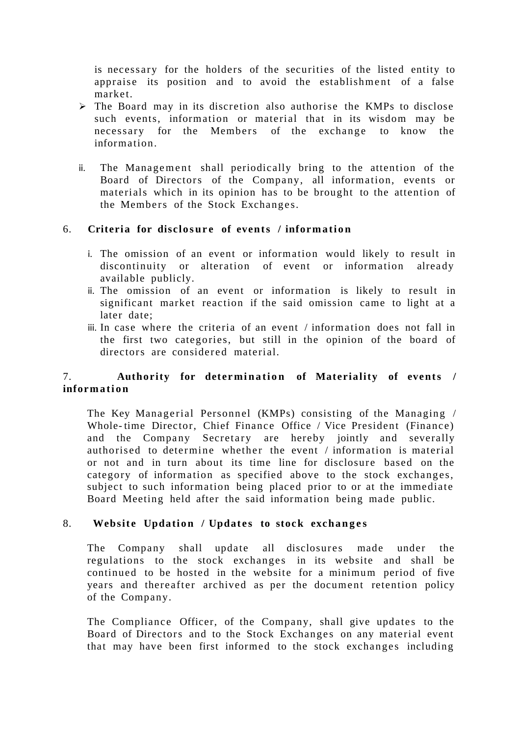is necessary for the holders of the securities of the listed entity to appraise its position and to avoid the establishment of a false market.

- The Board may in its discretion also authorise the KMPs to disclose such events, information or material that in its wisdom may be necessary for the Members of the exchange to know the information.

ii. The Management shall periodically bring to the attention of the Board of Directors of the Company, all information, events or materials which in its opinion has to be brought to the attention of the Members of the Stock Exchanges.

6. **Criteria for disclosure of events / information**

i. The omission of an event or information would likely to result in discontinuity or alteration of event or information already available publicly.
ii. The omission of an event or information is likely to result in significant market reaction if the said omission came to light at a later date;
iii. In case where the criteria of an event / information does not fall in the first two categories, but still in the opinion of the board of directors are considered material.

7. **Authority for determination of Materiality of events / information**

The Key Managerial Personnel (KMPs) consisting of the Managing / Whole-time Director, Chief Finance Office / Vice President (Finance) and the Company Secretary are hereby jointly and severally authorised to determine whether the event / information is material or not and in turn about its time line for disclosure based on the category of information as specified above to the stock exchanges, subject to such information being placed prior to or at the immediate Board Meeting held after the said information being made public.

8. **Website Updation / Updates to stock exchanges**

The Company shall update all disclosures made under the regulations to the stock exchanges in its website and shall be continued to be hosted in the website for a minimum period of five years and thereafter archived as per the document retention policy of the Company.

The Compliance Officer, of the Company, shall give updates to the Board of Directors and to the Stock Exchanges on any material event that may have been first informed to the stock exchanges including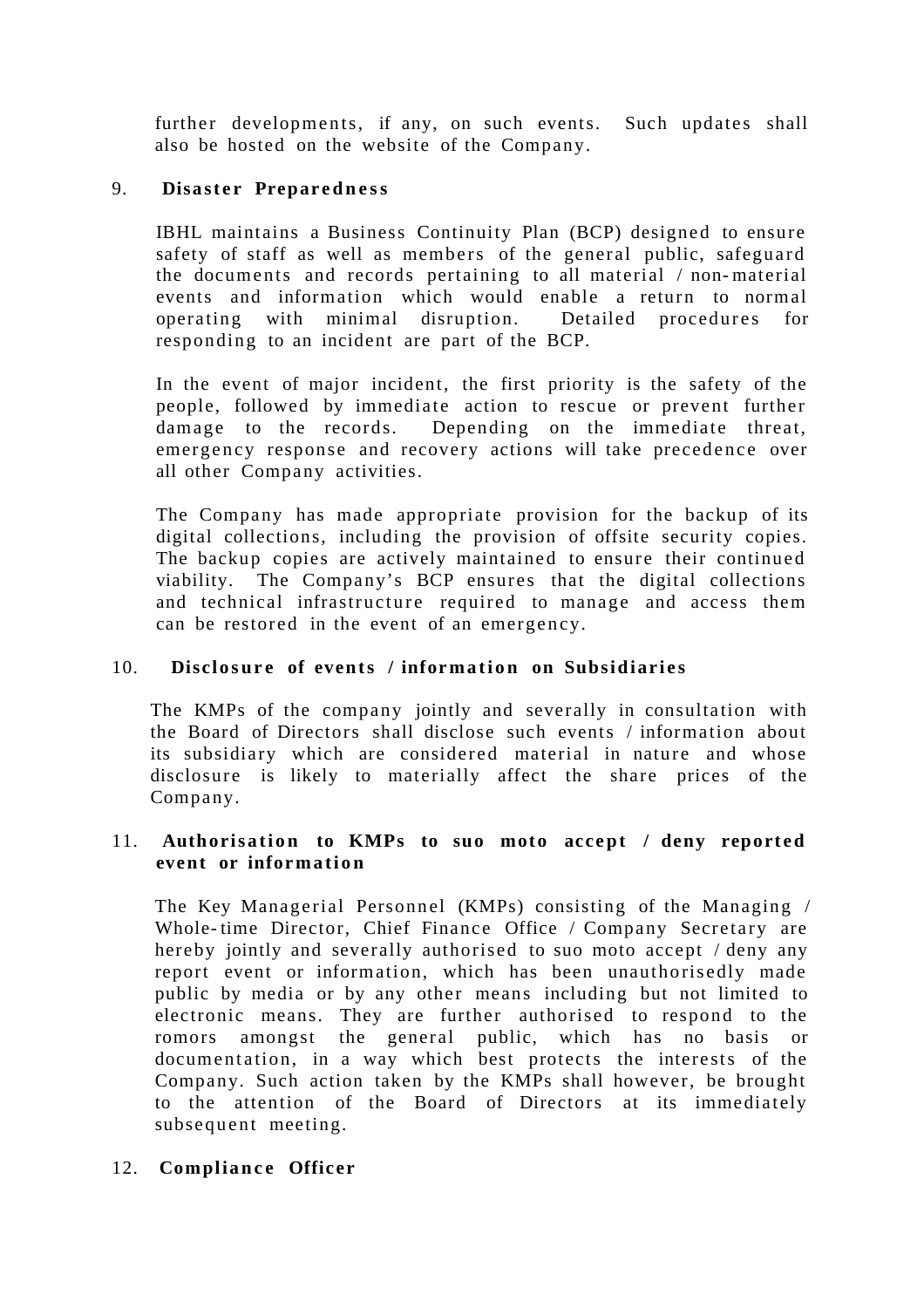further developments, if any, on such events. Such updates shall also be hosted on the website of the Company.

9. **Disaster Preparedness**

IBHL maintains a Business Continuity Plan (BCP) designed to ensure safety of staff as well as members of the general public, safeguard the documents and records pertaining to all material / non-material events and information which would enable a return to normal operating with minimal disruption. Detailed procedures for responding to an incident are part of the BCP.

In the event of major incident, the first priority is the safety of the people, followed by immediate action to rescue or prevent further damage to the records. Depending on the immediate threat, emergency response and recovery actions will take precedence over all other Company activities.

The Company has made appropriate provision for the backup of its digital collections, including the provision of offsite security copies. The backup copies are actively maintained to ensure their continued viability. The Company's BCP ensures that the digital collections and technical infrastructure required to manage and access them can be restored in the event of an emergency.

10. **Disclosure of events / information on Subsidiaries**

The KMPs of the company jointly and severally in consultation with the Board of Directors shall disclose such events / information about its subsidiary which are considered material in nature and whose disclosure is likely to materially affect the share prices of the Company.

11. **Authorisation to KMPs to suo moto accept / deny reported event or information**

The Key Managerial Personnel (KMPs) consisting of the Managing / Whole-time Director, Chief Finance Office / Company Secretary are hereby jointly and severally authorised to suo moto accept / deny any report event or information, which has been unauthorisedly made public by media or by any other means including but not limited to electronic means. They are further authorised to respond to the romors amongst the general public, which has no basis or documentation, in a way which best protects the interests of the Company. Such action taken by the KMPs shall however, be brought to the attention of the Board of Directors at its immediately subsequent meeting.

12. **Compliance Officer**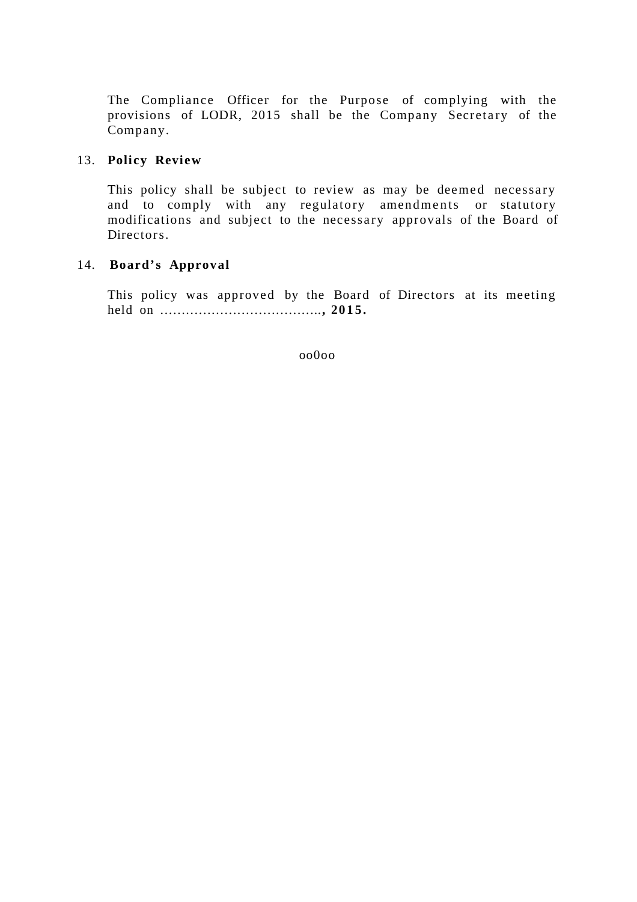The Compliance Officer for the Purpose of complying with the provisions of LODR, 2015 shall be the Company Secretary of the Company.

## 13. Policy Review

This policy shall be subject to review as may be deemed necessary and to comply with any regulatory amendments or statutory modifications and subject to the necessary approvals of the Board of Directors.

## 14. Board's Approval

This policy was approved by the Board of Directors at its meeting held on ………………………………., **2015.**

oo0oo